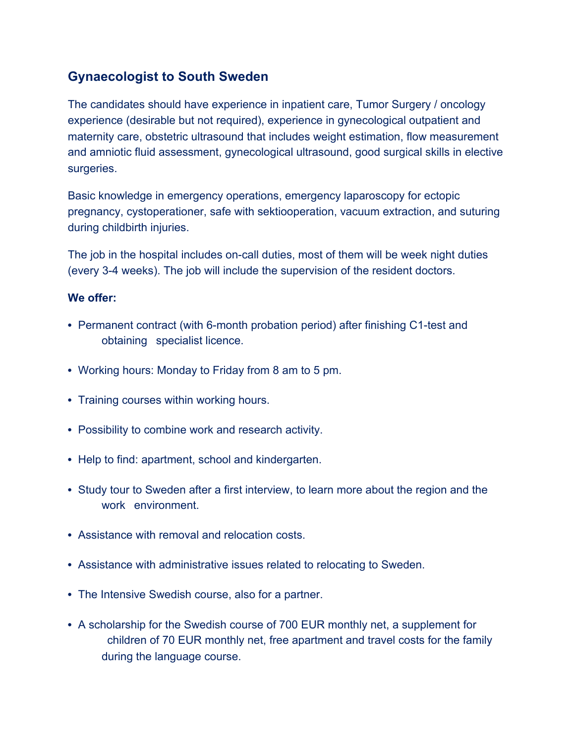## Gynaecologist to South Sweden

The candidates should have experience in inpatient care, Tumor Surgery / oncology experience (desirable but not required), experience in gynecological outpatient and maternity care, obstetric ultrasound that includes weight estimation, flow measurement and amniotic fluid assessment, gynecological ultrasound, good surgical skills in elective surgeries.

Basic knowledge in emergency operations, emergency laparoscopy for ectopic pregnancy, cystoperationer, safe with sektiooperation, vacuum extraction, and suturing during childbirth injuries.

The job in the hospital includes on-call duties, most of them will be week night duties (every 3-4 weeks). The job will include the supervision of the resident doctors.

**We offer:**

- Permanent contract (with 6-month probation period) after finishing C1-test and obtaining specialist licence.
- Working hours: Monday to Friday from 8 am to 5 pm.
- Training courses within working hours.
- Possibility to combine work and research activity.
- Help to find: apartment, school and kindergarten.
- Study tour to Sweden after a first interview, to learn more about the region and the work environment.
- Assistance with removal and relocation costs.
- Assistance with administrative issues related to relocating to Sweden.
- The Intensive Swedish course, also for a partner.
- A scholarship for the Swedish course of 700 EUR monthly net, a supplement for children of 70 EUR monthly net, free apartment and travel costs for the family during the language course.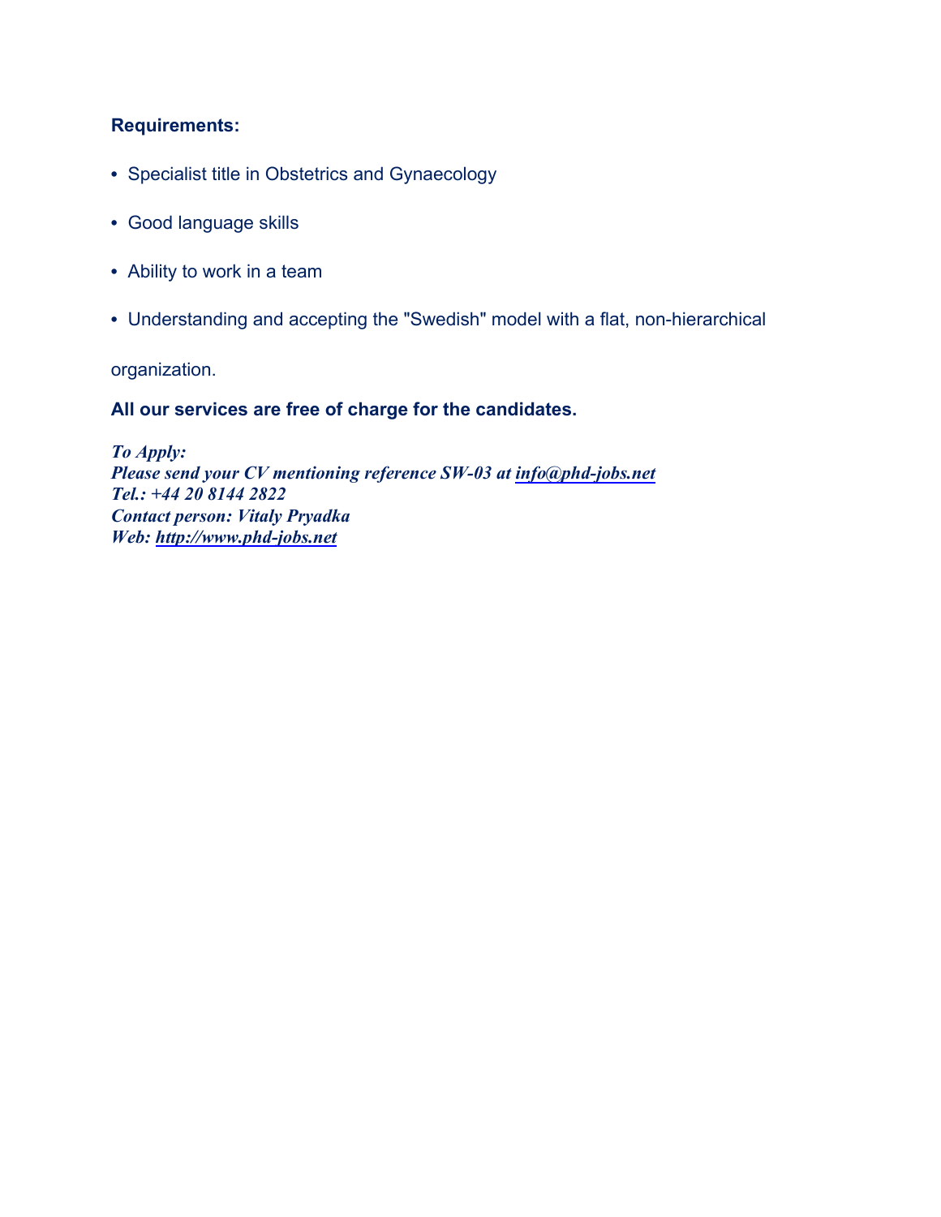**Requirements:**

- Specialist title in Obstetrics and Gynaecology
- Good language skills
- Ability to work in a team
- Understanding and accepting the "Swedish" model with a flat, non-hierarchical organization.

**All our services are free of charge for the candidates.**

***To Apply:***
***Please send your CV mentioning reference SW-03 at info@phd-jobs.net***
***Tel.: +44 20 8144 2822***
***Contact person: Vitaly Pryadka***
***Web: http://www.phd-jobs.net***